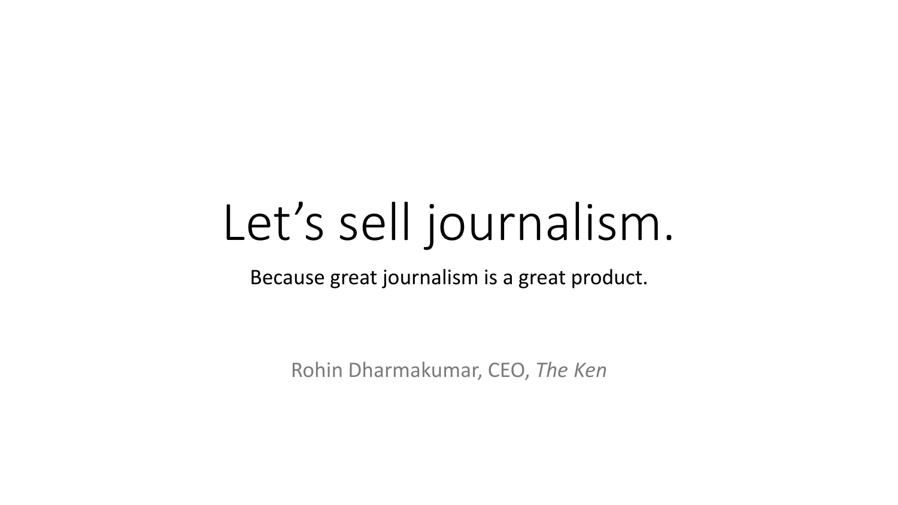# Let’s sell journalism.

Because great journalism is a great product.

Rohin Dharmakumar, CEO, *The Ken*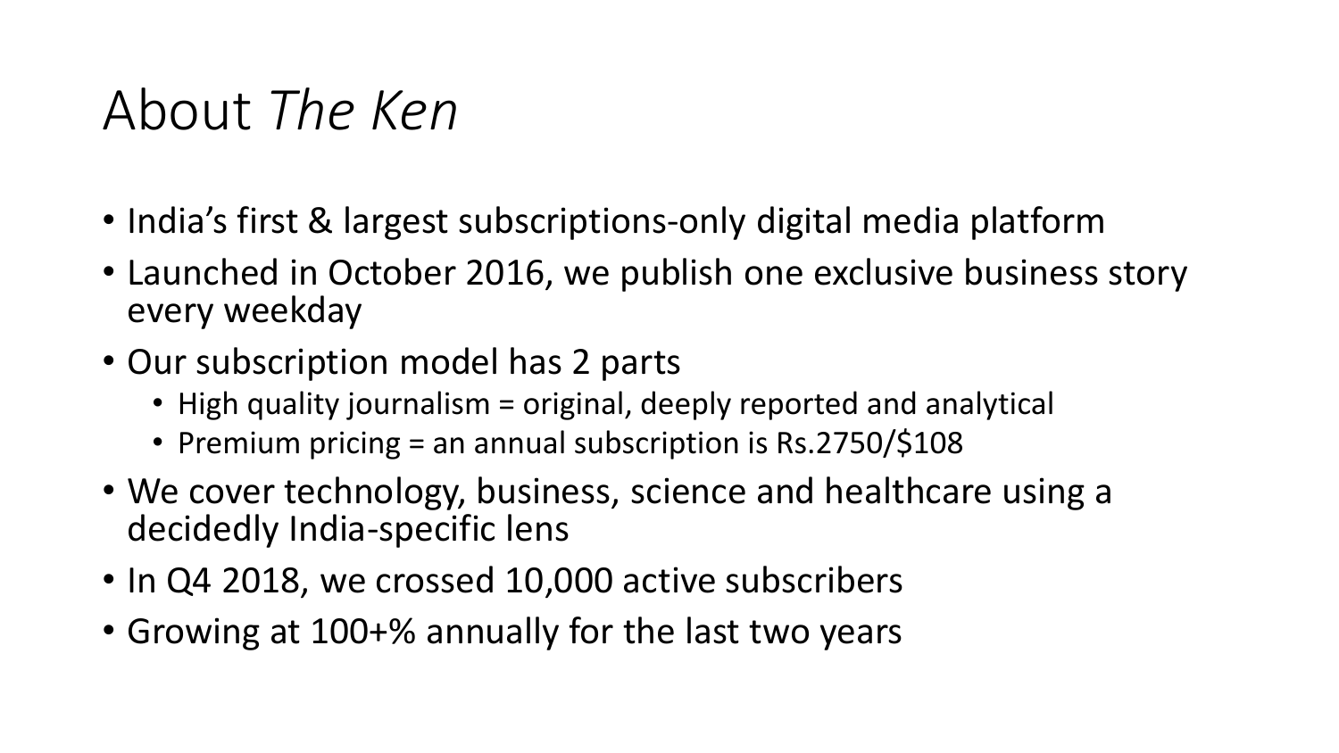# About *The Ken*

- India's first & largest subscriptions-only digital media platform
- Launched in October 2016, we publish one exclusive business story every weekday
- Our subscription model has 2 parts
  - High quality journalism = original, deeply reported and analytical
  - Premium pricing = an annual subscription is Rs.2750/$108
- We cover technology, business, science and healthcare using a decidedly India-specific lens
- In Q4 2018, we crossed 10,000 active subscribers
- Growing at 100+% annually for the last two years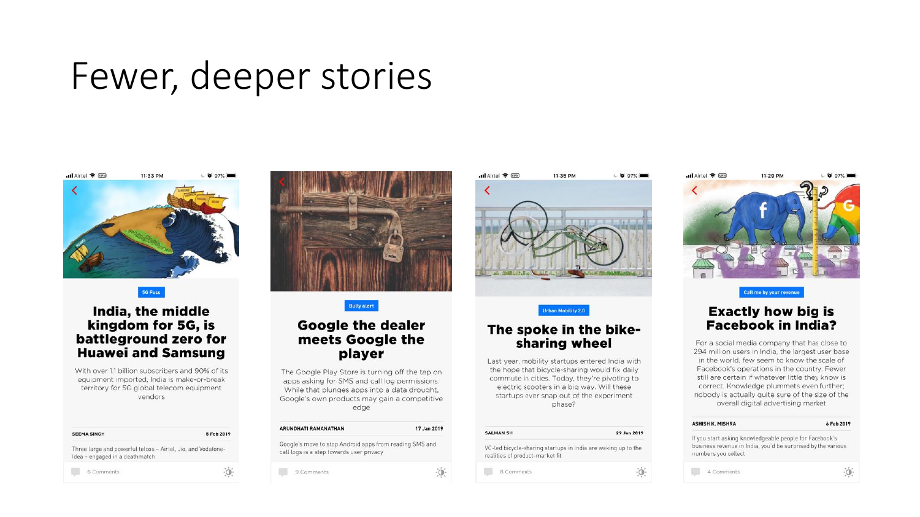# Fewer, deeper stories

5G Fuss

## India, the middle kingdom for 5G, is battleground zero for Huawei and Samsung

With over 1.1 billion subscribers and 90% of its equipment imported, India is make-or-break territory for 5G global telecom equipment vendors

SEEMA SINGH — 5 Feb 2019

Three large and powerful telcos – Airtel, Jio, and Vodafone-Idea – engaged in a deathmatch

6 Comments

---

Bully alert

## Google the dealer meets Google the player

The Google Play Store is turning off the tap on apps asking for SMS and call log permissions. While that plunges apps into a data drought, Google's own products may gain a competitive edge

ARUNDHATI RAMANATHAN — 17 Jan 2019

Google's move to stop Android apps from reading SMS and call logs is a step towards user privacy

9 Comments

---

Urban Mobility 2.0

## The spoke in the bike-sharing wheel

Last year, mobility startups entered India with the hope that bicycle-sharing would fix daily commute in cities. Today, they're pivoting to electric scooters in a big way. Will these startups ever snap out of the experiment phase?

SALMAN SH — 29 Jan 2019

VC-led bicycle-sharing startups in India are waking up to the realities of product-market fit

8 Comments

---

Call me by your revenue

## Exactly how big is Facebook in India?

For a social media company that has close to 294 million users in India, the largest user base in the world, few seem to know the scale of Facebook's operations in the country. Fewer still are certain if whatever little they know is correct. Knowledge plummets even further; nobody is actually quite sure of the size of the overall digital advertising market

ASHISH K. MISHRA — 6 Feb 2019

If you start asking knowledgeable people for Facebook's business revenue in India, you'd be surprised by the various numbers you collect

4 Comments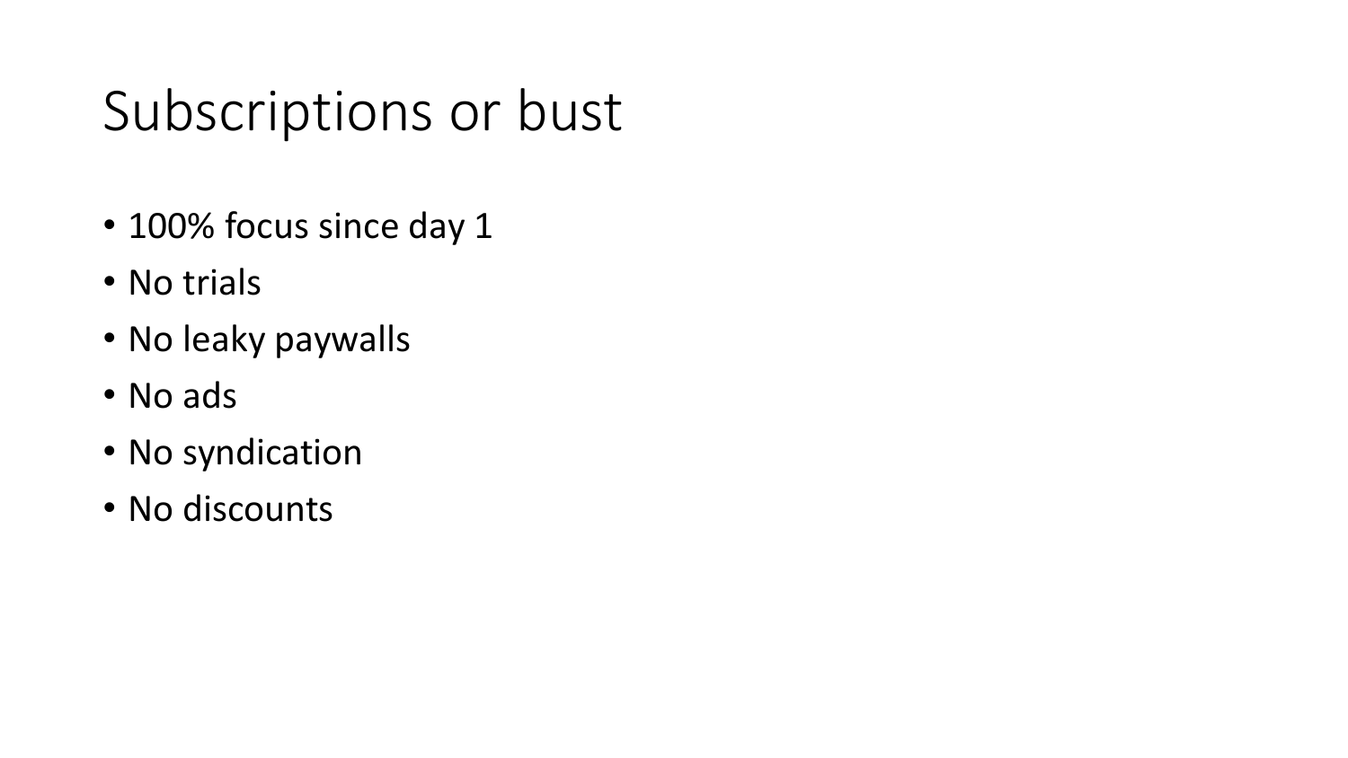# Subscriptions or bust

- 100% focus since day 1
- No trials
- No leaky paywalls
- No ads
- No syndication
- No discounts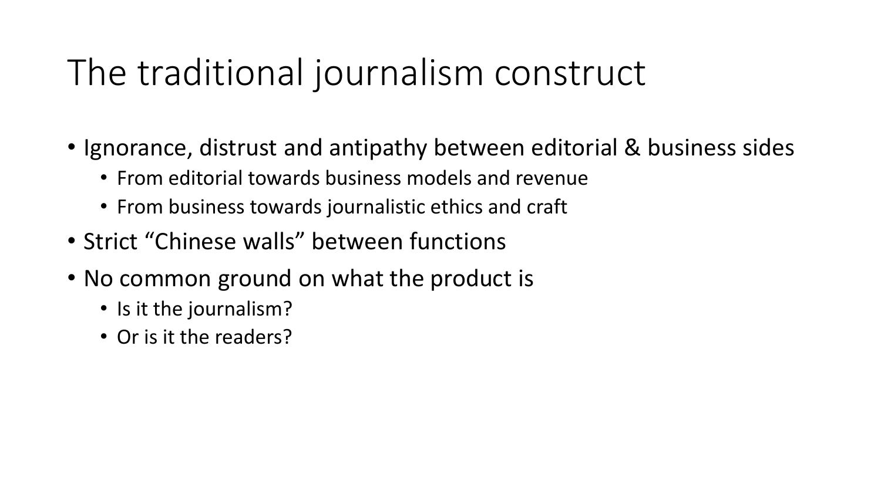# The traditional journalism construct

- Ignorance, distrust and antipathy between editorial & business sides
  - From editorial towards business models and revenue
  - From business towards journalistic ethics and craft
- Strict “Chinese walls” between functions
- No common ground on what the product is
  - Is it the journalism?
  - Or is it the readers?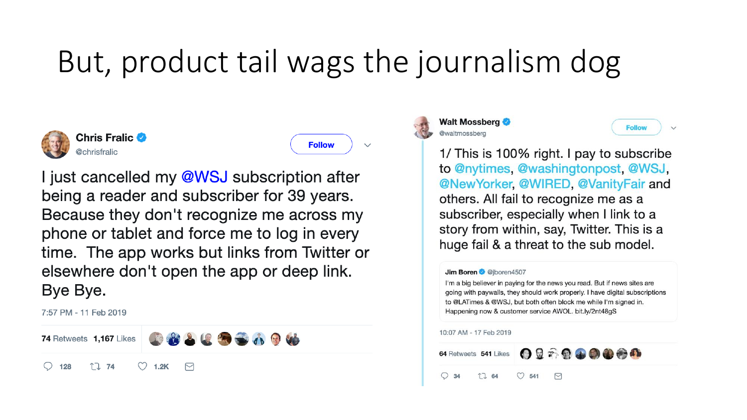# But, product tail wags the journalism dog

**Chris Fralic** @chrisfralic

I just cancelled my @WSJ subscription after being a reader and subscriber for 39 years. Because they don't recognize me across my phone or tablet and force me to log in every time. The app works but links from Twitter or elsewhere don't open the app or deep link. Bye Bye.

7:57 PM - 11 Feb 2019

74 Retweets 1,167 Likes

128 74 1.2K

**Walt Mossberg** @waltmossberg

1/ This is 100% right. I pay to subscribe to @nytimes, @washingtonpost, @WSJ, @NewYorker, @WIRED, @VanityFair and others. All fail to recognize me as a subscriber, especially when I link to a story from within, say, Twitter. This is a huge fail & a threat to the sub model.

> **Jim Boren** @jboren4507
>
> I'm a big believer in paying for the news you read. But if news sites are going with paywalls, they should work properly. I have digital subscriptions to @LATimes & @WSJ, but both often block me while I'm signed in. Happening now & customer service AWOL. bit.ly/2nt48gS

10:07 AM - 17 Feb 2019

64 Retweets 541 Likes

34 64 541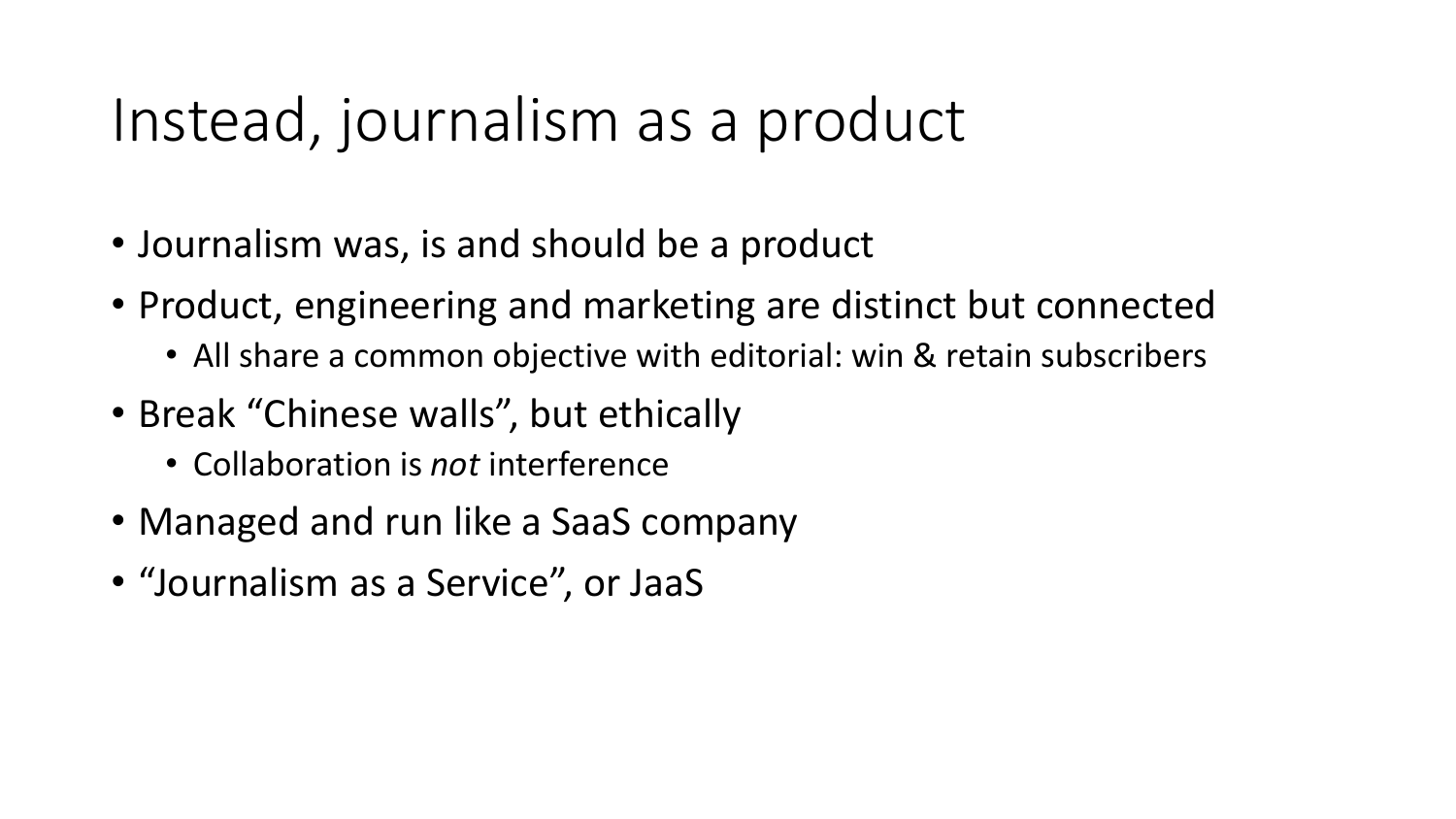# Instead, journalism as a product

- Journalism was, is and should be a product
- Product, engineering and marketing are distinct but connected
  - All share a common objective with editorial: win & retain subscribers
- Break “Chinese walls”, but ethically
  - Collaboration is *not* interference
- Managed and run like a SaaS company
- “Journalism as a Service”, or JaaS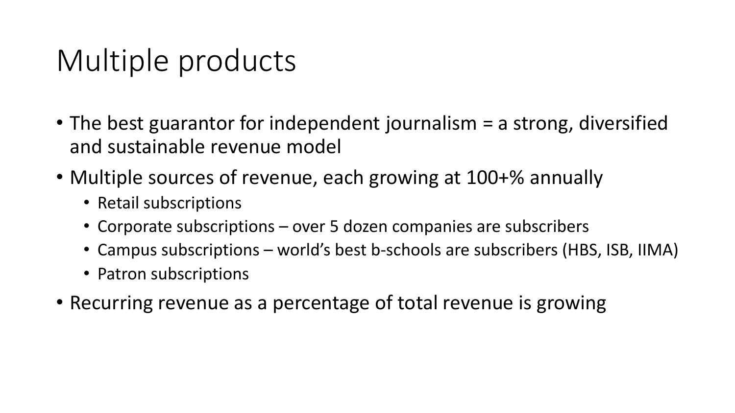# Multiple products

- The best guarantor for independent journalism = a strong, diversified and sustainable revenue model
- Multiple sources of revenue, each growing at 100+% annually
  - Retail subscriptions
  - Corporate subscriptions – over 5 dozen companies are subscribers
  - Campus subscriptions – world's best b-schools are subscribers (HBS, ISB, IIMA)
  - Patron subscriptions
- Recurring revenue as a percentage of total revenue is growing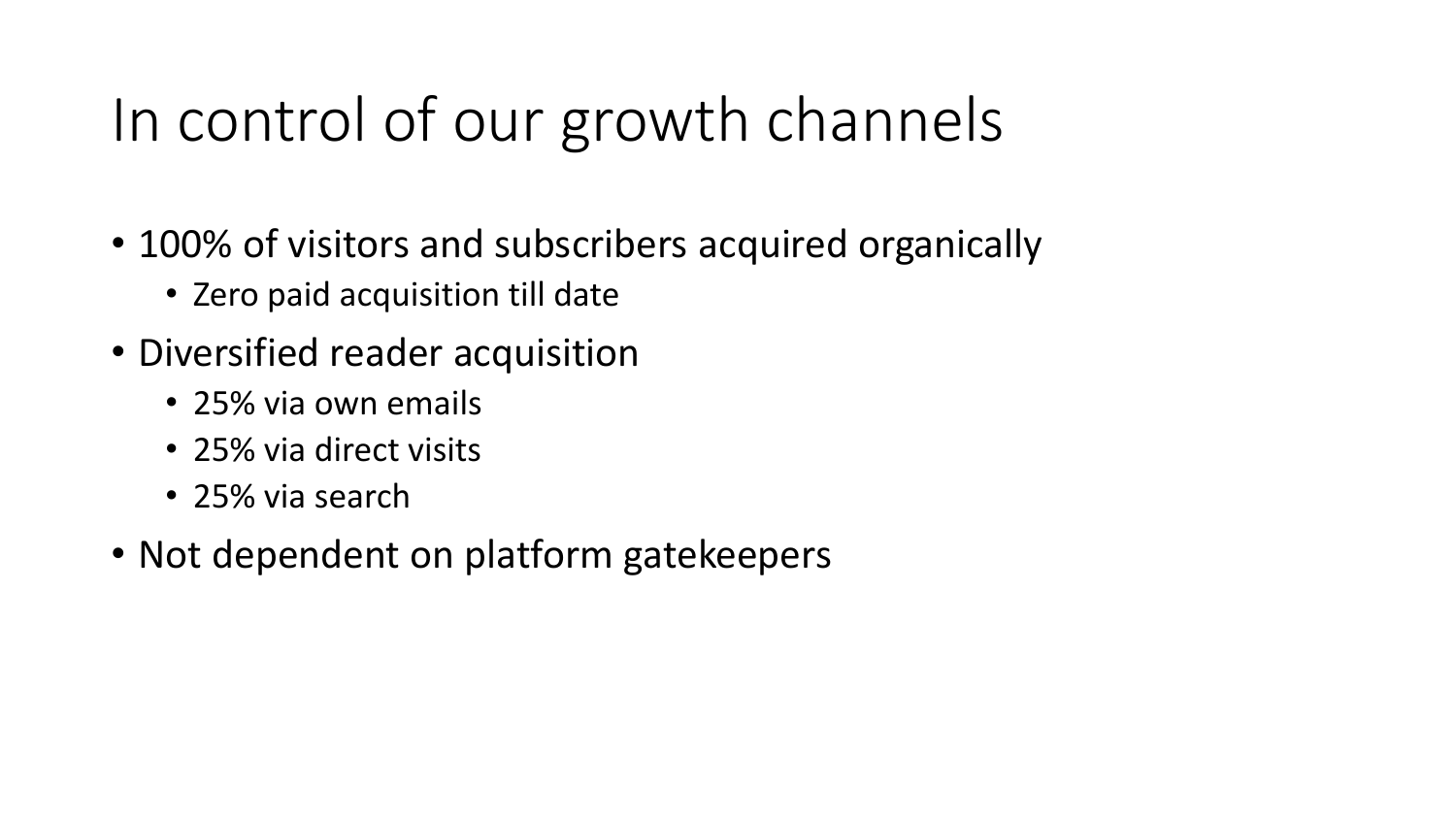# In control of our growth channels

- 100% of visitors and subscribers acquired organically
  - Zero paid acquisition till date
- Diversified reader acquisition
  - 25% via own emails
  - 25% via direct visits
  - 25% via search
- Not dependent on platform gatekeepers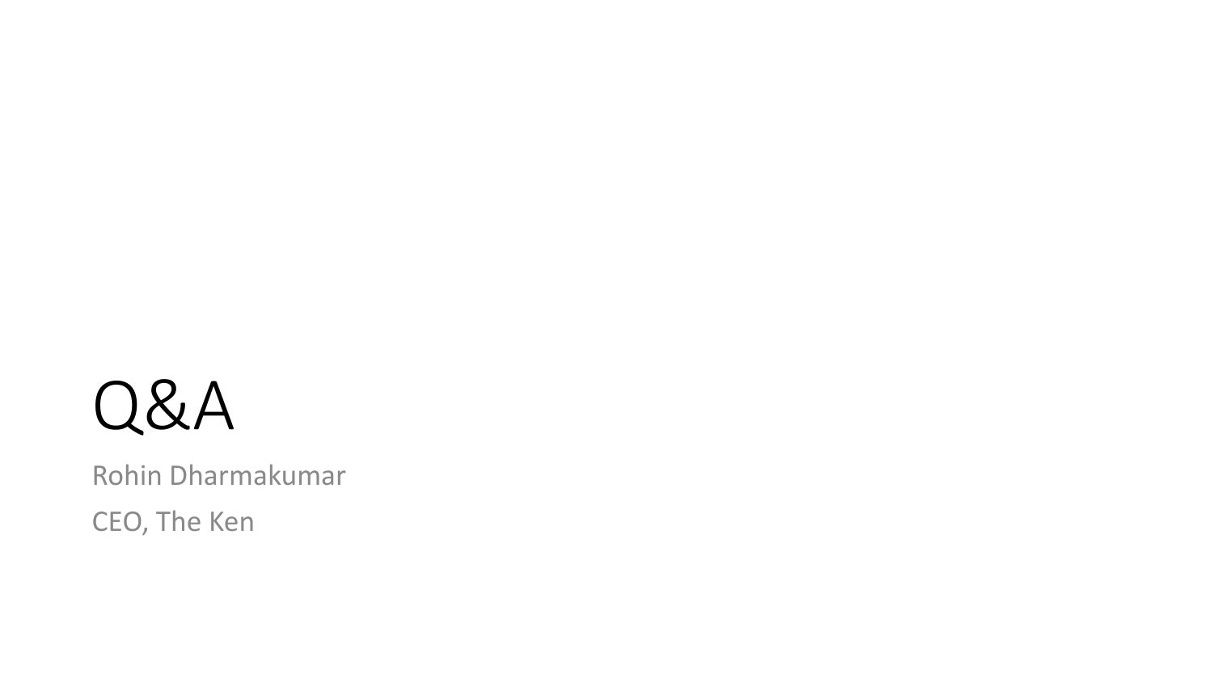# Q&A

Rohin Dharmakumar

CEO, The Ken